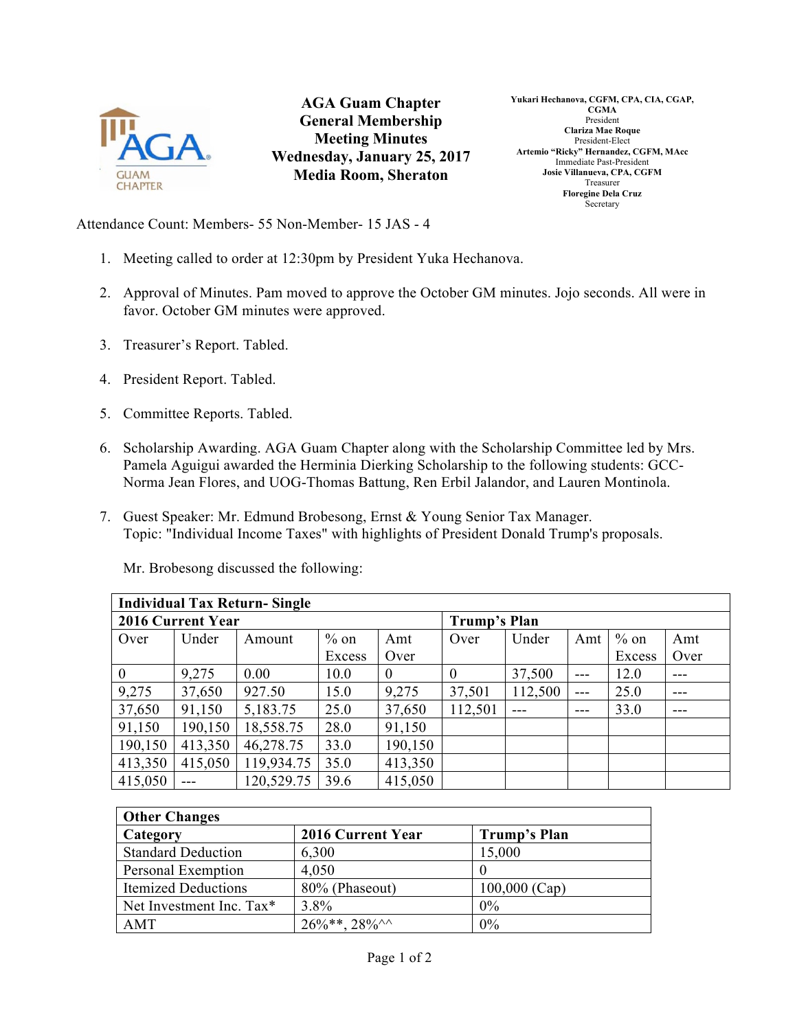# AGA Guam Chapter
## General Membership Meeting Minutes
### Wednesday, January 25, 2017
### Media Room, Sheraton

**Yukari Hechanova, CGFM, CPA, CIA, CGAP, CGMA**
President
**Clariza Mae Roque**
President-Elect
**Artemio "Ricky" Hernandez, CGFM, MAcc**
Immediate Past-President
**Josie Villanueva, CPA, CGFM**
Treasurer
**Floregine Dela Cruz**
Secretary

Attendance Count: Members- 55 Non-Member- 15 JAS - 4

1. Meeting called to order at 12:30pm by President Yuka Hechanova.

2. Approval of Minutes. Pam moved to approve the October GM minutes. Jojo seconds. All were in favor. October GM minutes were approved.

3. Treasurer's Report. Tabled.

4. President Report. Tabled.

5. Committee Reports. Tabled.

6. Scholarship Awarding. AGA Guam Chapter along with the Scholarship Committee led by Mrs. Pamela Aguigui awarded the Herminia Dierking Scholarship to the following students: GCC-Norma Jean Flores, and UOG-Thomas Battung, Ren Erbil Jalandor, and Lauren Montinola.

7. Guest Speaker: Mr. Edmund Brobesong, Ernst & Young Senior Tax Manager.
   Topic: "Individual Income Taxes" with highlights of President Donald Trump's proposals.

   Mr. Brobesong discussed the following:

| **Individual Tax Return- Single** | | | | | | | | | |
|---|---|---|---|---|---|---|---|---|---|
| **2016 Current Year** | | | | | **Trump's Plan** | | | | |
| Over | Under | Amount | % on Excess | Amt Over | Over | Under | Amt | % on Excess | Amt Over |
| 0 | 9,275 | 0.00 | 10.0 | 0 | 0 | 37,500 | --- | 12.0 | --- |
| 9,275 | 37,650 | 927.50 | 15.0 | 9,275 | 37,501 | 112,500 | --- | 25.0 | --- |
| 37,650 | 91,150 | 5,183.75 | 25.0 | 37,650 | 112,501 | --- | --- | 33.0 | --- |
| 91,150 | 190,150 | 18,558.75 | 28.0 | 91,150 | | | | | |
| 190,150 | 413,350 | 46,278.75 | 33.0 | 190,150 | | | | | |
| 413,350 | 415,050 | 119,934.75 | 35.0 | 413,350 | | | | | |
| 415,050 | --- | 120,529.75 | 39.6 | 415,050 | | | | | |

| **Other Changes** | | |
|---|---|---|
| **Category** | **2016 Current Year** | **Trump's Plan** |
| Standard Deduction | 6,300 | 15,000 |
| Personal Exemption | 4,050 | 0 |
| Itemized Deductions | 80% (Phaseout) | 100,000 (Cap) |
| Net Investment Inc. Tax* | 3.8% | 0% |
| AMT | 26%**, 28%^^ | 0% |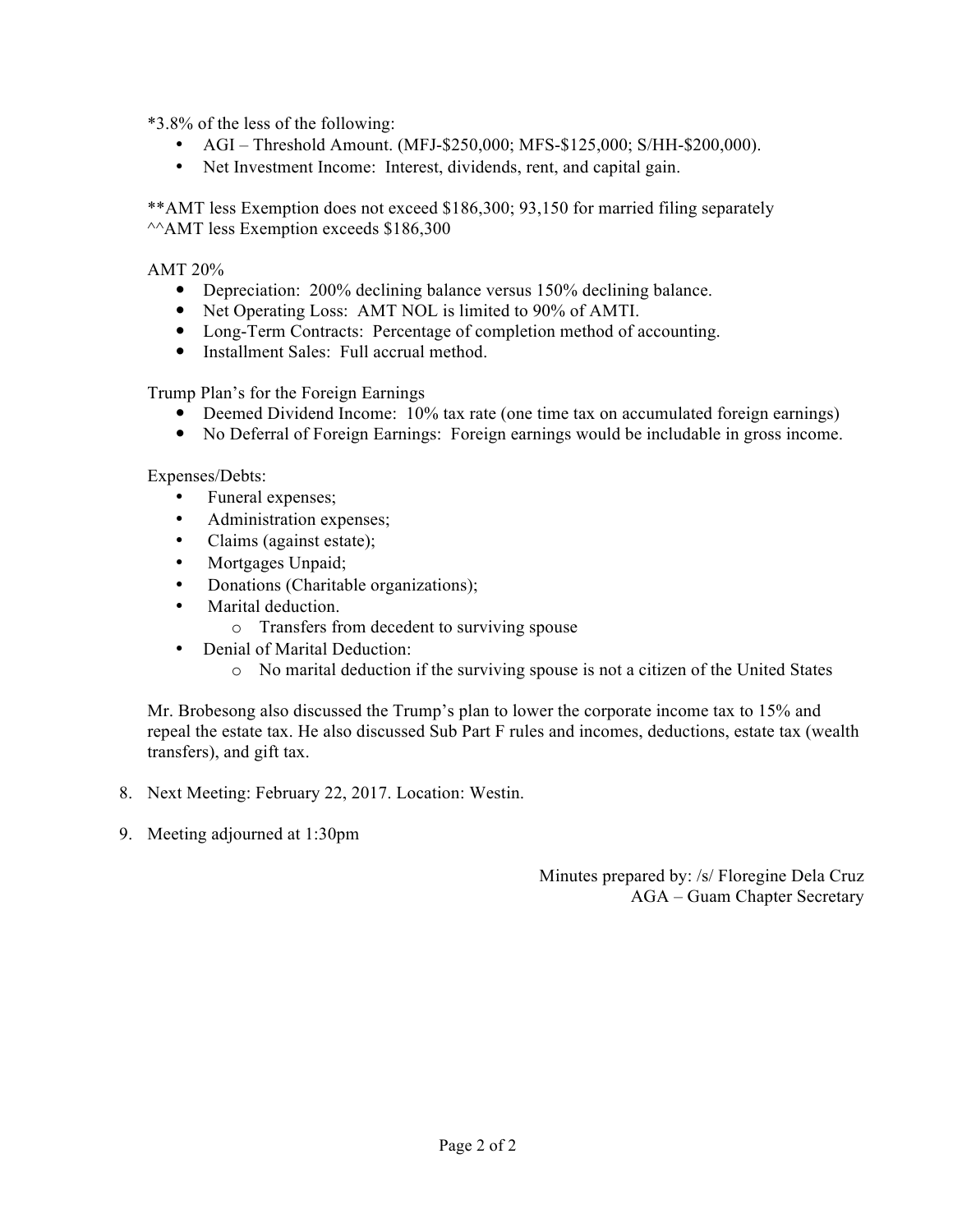*3.8% of the less of the following:

- AGI – Threshold Amount. (MFJ-$250,000; MFS-$125,000; S/HH-$200,000).
- Net Investment Income: Interest, dividends, rent, and capital gain.

**AMT less Exemption does not exceed $186,300; 93,150 for married filing separately
^^AMT less Exemption exceeds $186,300

AMT 20%

- Depreciation: 200% declining balance versus 150% declining balance.
- Net Operating Loss: AMT NOL is limited to 90% of AMTI.
- Long-Term Contracts: Percentage of completion method of accounting.
- Installment Sales: Full accrual method.

Trump Plan's for the Foreign Earnings

- Deemed Dividend Income: 10% tax rate (one time tax on accumulated foreign earnings)
- No Deferral of Foreign Earnings: Foreign earnings would be includable in gross income.

Expenses/Debts:

- Funeral expenses;
- Administration expenses;
- Claims (against estate);
- Mortgages Unpaid;
- Donations (Charitable organizations);
- Marital deduction.
  - Transfers from decedent to surviving spouse
- Denial of Marital Deduction:
  - No marital deduction if the surviving spouse is not a citizen of the United States

Mr. Brobesong also discussed the Trump's plan to lower the corporate income tax to 15% and repeal the estate tax. He also discussed Sub Part F rules and incomes, deductions, estate tax (wealth transfers), and gift tax.

8. Next Meeting: February 22, 2017. Location: Westin.

9. Meeting adjourned at 1:30pm

Minutes prepared by: /s/ Floregine Dela Cruz
AGA – Guam Chapter Secretary